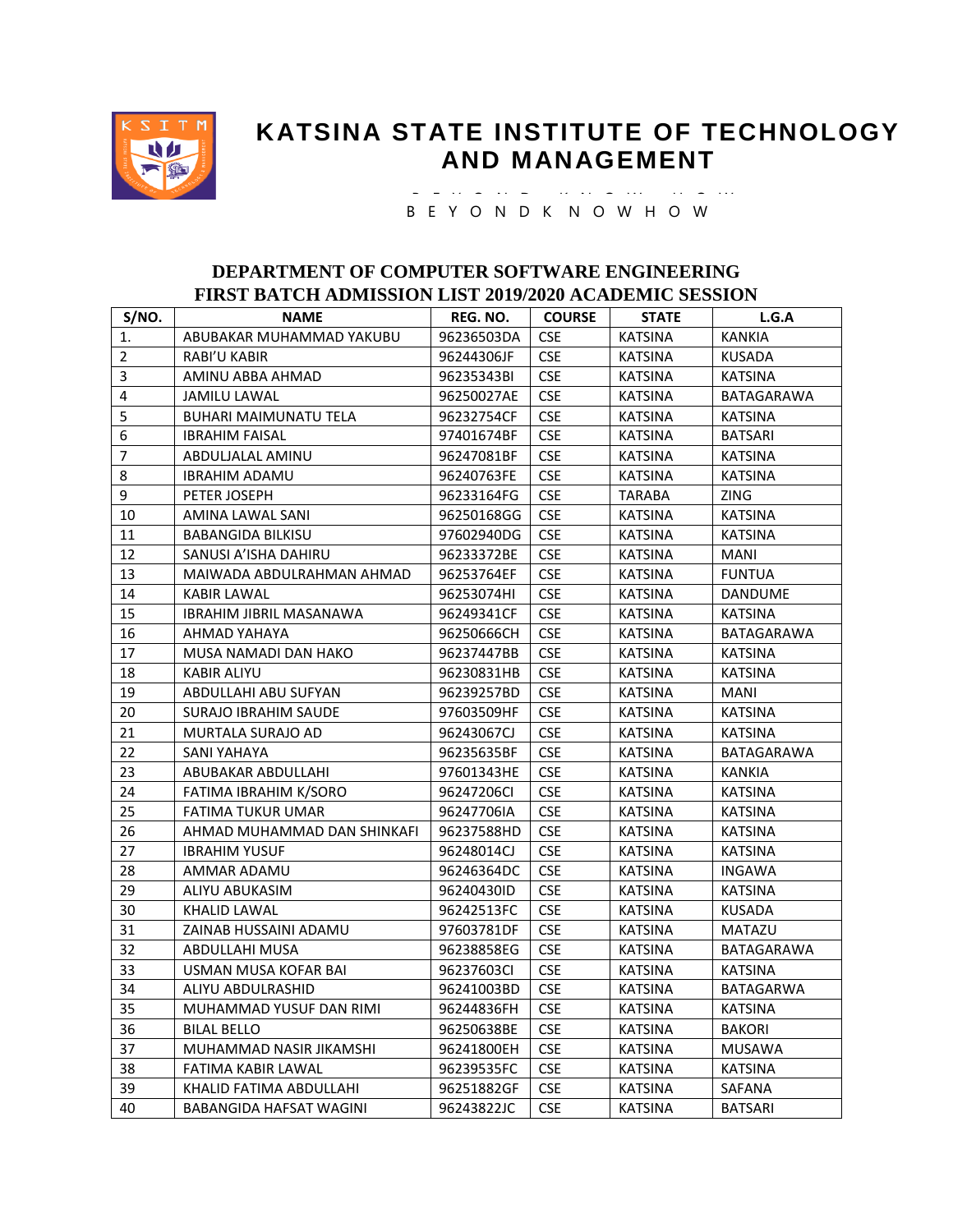# KATSINA STATE INSTITUTE OF TECHNOLOGY AND MANAGEMENT

B E Y O N D K N O W H O W

## DEPARTMENT OF COMPUTER SOFTWARE ENGINEERING
## FIRST BATCH ADMISSION LIST 2019/2020 ACADEMIC SESSION

| S/NO. | NAME | REG. NO. | COURSE | STATE | L.G.A |
|---|---|---|---|---|---|
| 1. | ABUBAKAR MUHAMMAD YAKUBU | 96236503DA | CSE | KATSINA | KANKIA |
| 2 | RABI'U KABIR | 96244306JF | CSE | KATSINA | KUSADA |
| 3 | AMINU ABBA AHMAD | 96235343BI | CSE | KATSINA | KATSINA |
| 4 | JAMILU LAWAL | 96250027AE | CSE | KATSINA | BATAGARAWA |
| 5 | BUHARI MAIMUNATU TELA | 96232754CF | CSE | KATSINA | KATSINA |
| 6 | IBRAHIM FAISAL | 97401674BF | CSE | KATSINA | BATSARI |
| 7 | ABDULJALAL AMINU | 96247081BF | CSE | KATSINA | KATSINA |
| 8 | IBRAHIM ADAMU | 96240763FE | CSE | KATSINA | KATSINA |
| 9 | PETER JOSEPH | 96233164FG | CSE | TARABA | ZING |
| 10 | AMINA LAWAL SANI | 96250168GG | CSE | KATSINA | KATSINA |
| 11 | BABANGIDA BILKISU | 97602940DG | CSE | KATSINA | KATSINA |
| 12 | SANUSI A'ISHA DAHIRU | 96233372BE | CSE | KATSINA | MANI |
| 13 | MAIWADA ABDULRAHMAN AHMAD | 96253764EF | CSE | KATSINA | FUNTUA |
| 14 | KABIR LAWAL | 96253074HI | CSE | KATSINA | DANDUME |
| 15 | IBRAHIM JIBRIL MASANAWA | 96249341CF | CSE | KATSINA | KATSINA |
| 16 | AHMAD YAHAYA | 96250666CH | CSE | KATSINA | BATAGARAWA |
| 17 | MUSA NAMADI DAN HAKO | 96237447BB | CSE | KATSINA | KATSINA |
| 18 | KABIR ALIYU | 96230831HB | CSE | KATSINA | KATSINA |
| 19 | ABDULLAHI ABU SUFYAN | 96239257BD | CSE | KATSINA | MANI |
| 20 | SURAJO IBRAHIM SAUDE | 97603509HF | CSE | KATSINA | KATSINA |
| 21 | MURTALA SURAJO AD | 96243067CJ | CSE | KATSINA | KATSINA |
| 22 | SANI YAHAYA | 96235635BF | CSE | KATSINA | BATAGARAWA |
| 23 | ABUBAKAR ABDULLAHI | 97601343HE | CSE | KATSINA | KANKIA |
| 24 | FATIMA IBRAHIM K/SORO | 96247206CI | CSE | KATSINA | KATSINA |
| 25 | FATIMA TUKUR UMAR | 96247706IA | CSE | KATSINA | KATSINA |
| 26 | AHMAD MUHAMMAD DAN SHINKAFI | 96237588HD | CSE | KATSINA | KATSINA |
| 27 | IBRAHIM YUSUF | 96248014CJ | CSE | KATSINA | KATSINA |
| 28 | AMMAR ADAMU | 96246364DC | CSE | KATSINA | INGAWA |
| 29 | ALIYU ABUKASIM | 96240430ID | CSE | KATSINA | KATSINA |
| 30 | KHALID LAWAL | 96242513FC | CSE | KATSINA | KUSADA |
| 31 | ZAINAB HUSSAINI ADAMU | 97603781DF | CSE | KATSINA | MATAZU |
| 32 | ABDULLAHI MUSA | 96238858EG | CSE | KATSINA | BATAGARAWA |
| 33 | USMAN MUSA KOFAR BAI | 96237603CI | CSE | KATSINA | KATSINA |
| 34 | ALIYU ABDULRASHID | 96241003BD | CSE | KATSINA | BATAGARWA |
| 35 | MUHAMMAD YUSUF DAN RIMI | 96244836FH | CSE | KATSINA | KATSINA |
| 36 | BILAL BELLO | 96250638BE | CSE | KATSINA | BAKORI |
| 37 | MUHAMMAD NASIR JIKAMSHI | 96241800EH | CSE | KATSINA | MUSAWA |
| 38 | FATIMA KABIR LAWAL | 96239535FC | CSE | KATSINA | KATSINA |
| 39 | KHALID FATIMA ABDULLAHI | 96251882GF | CSE | KATSINA | SAFANA |
| 40 | BABANGIDA HAFSAT WAGINI | 96243822JC | CSE | KATSINA | BATSARI |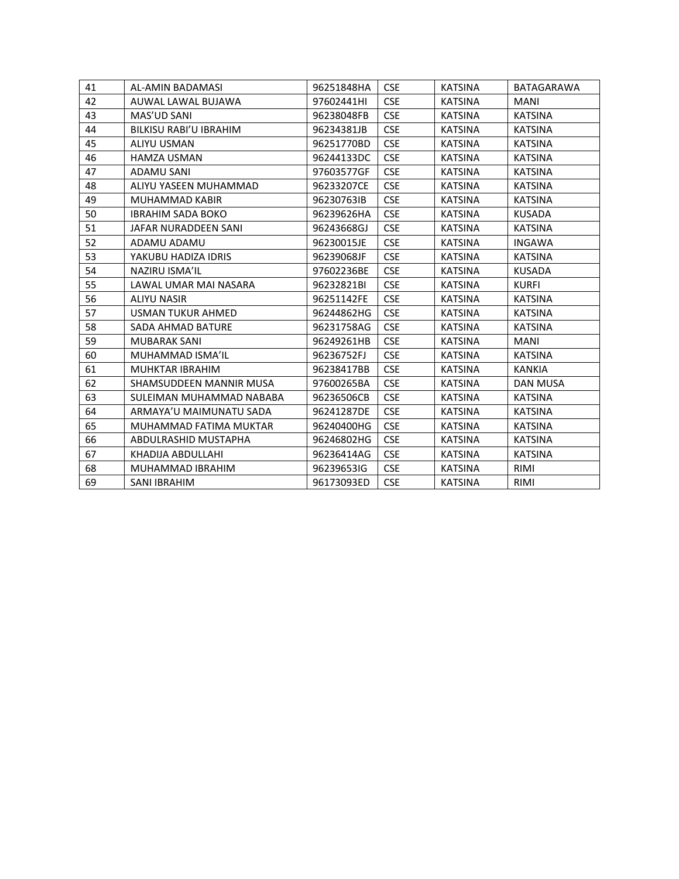| | | | | | |
|---|---|---|---|---|---|
| 41 | AL-AMIN BADAMASI | 96251848HA | CSE | KATSINA | BATAGARAWA |
| 42 | AUWAL LAWAL BUJAWA | 97602441HI | CSE | KATSINA | MANI |
| 43 | MAS'UD SANI | 96238048FB | CSE | KATSINA | KATSINA |
| 44 | BILKISU RABI'U IBRAHIM | 96234381JB | CSE | KATSINA | KATSINA |
| 45 | ALIYU USMAN | 96251770BD | CSE | KATSINA | KATSINA |
| 46 | HAMZA USMAN | 96244133DC | CSE | KATSINA | KATSINA |
| 47 | ADAMU SANI | 97603577GF | CSE | KATSINA | KATSINA |
| 48 | ALIYU YASEEN MUHAMMAD | 96233207CE | CSE | KATSINA | KATSINA |
| 49 | MUHAMMAD KABIR | 96230763IB | CSE | KATSINA | KATSINA |
| 50 | IBRAHIM SADA BOKO | 96239626HA | CSE | KATSINA | KUSADA |
| 51 | JAFAR NURADDEEN SANI | 96243668GJ | CSE | KATSINA | KATSINA |
| 52 | ADAMU ADAMU | 96230015JE | CSE | KATSINA | INGAWA |
| 53 | YAKUBU HADIZA IDRIS | 96239068JF | CSE | KATSINA | KATSINA |
| 54 | NAZIRU ISMA'IL | 97602236BE | CSE | KATSINA | KUSADA |
| 55 | LAWAL UMAR MAI NASARA | 96232821BI | CSE | KATSINA | KURFI |
| 56 | ALIYU NASIR | 96251142FE | CSE | KATSINA | KATSINA |
| 57 | USMAN TUKUR AHMED | 96244862HG | CSE | KATSINA | KATSINA |
| 58 | SADA AHMAD BATURE | 96231758AG | CSE | KATSINA | KATSINA |
| 59 | MUBARAK SANI | 96249261HB | CSE | KATSINA | MANI |
| 60 | MUHAMMAD ISMA'IL | 96236752FJ | CSE | KATSINA | KATSINA |
| 61 | MUHKTAR IBRAHIM | 96238417BB | CSE | KATSINA | KANKIA |
| 62 | SHAMSUDDEEN MANNIR MUSA | 97600265BA | CSE | KATSINA | DAN MUSA |
| 63 | SULEIMAN MUHAMMAD NABABA | 96236506CB | CSE | KATSINA | KATSINA |
| 64 | ARMAYA'U MAIMUNATU SADA | 96241287DE | CSE | KATSINA | KATSINA |
| 65 | MUHAMMAD FATIMA MUKTAR | 96240400HG | CSE | KATSINA | KATSINA |
| 66 | ABDULRASHID MUSTAPHA | 96246802HG | CSE | KATSINA | KATSINA |
| 67 | KHADIJA ABDULLAHI | 96236414AG | CSE | KATSINA | KATSINA |
| 68 | MUHAMMAD IBRAHIM | 96239653IG | CSE | KATSINA | RIMI |
| 69 | SANI IBRAHIM | 96173093ED | CSE | KATSINA | RIMI |